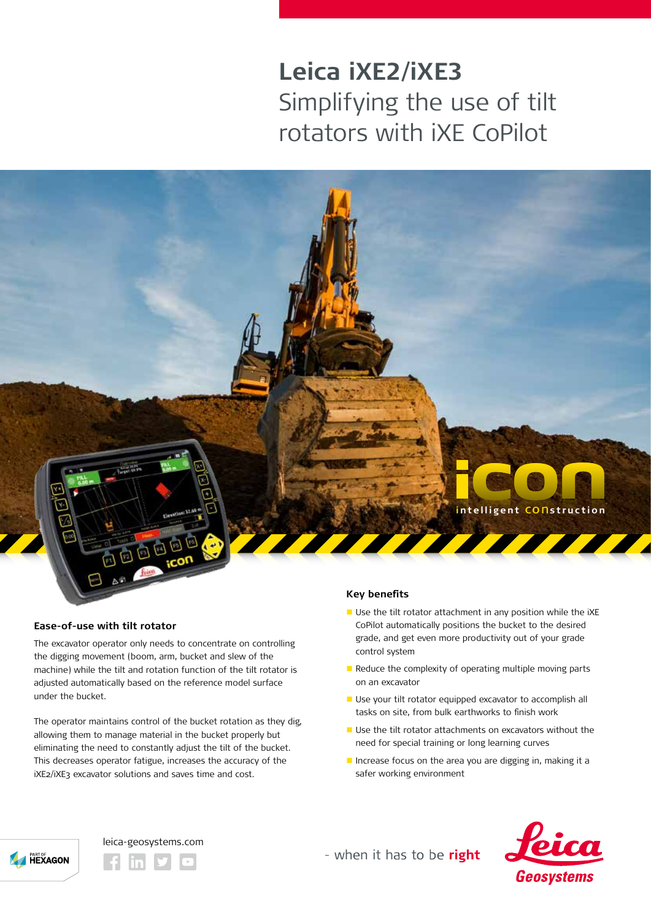# Leica iXE2/iXE3

## Simplifying the use of tilt rotators with iXE CoPilot

### Ease-of-use with tilt rotator

The excavator operator only needs to concentrate on controlling the digging movement (boom, arm, bucket and slew of the machine) while the tilt and rotation function of the tilt rotator is adjusted automatically based on the reference model surface under the bucket.

The operator maintains control of the bucket rotation as they dig, allowing them to manage material in the bucket properly but eliminating the need to constantly adjust the tilt of the bucket. This decreases operator fatigue, increases the accuracy of the iXE2/iXE3 excavator solutions and saves time and cost.

### Key benefits

- Use the tilt rotator attachment in any position while the iXE CoPilot automatically positions the bucket to the desired grade, and get even more productivity out of your grade control system
- Reduce the complexity of operating multiple moving parts on an excavator
- Use your tilt rotator equipped excavator to accomplish all tasks on site, from bulk earthworks to finish work
- Use the tilt rotator attachments on excavators without the need for special training or long learning curves
- Increase focus on the area you are digging in, making it a safer working environment

leica-geosystems.com

- when it has to be **right**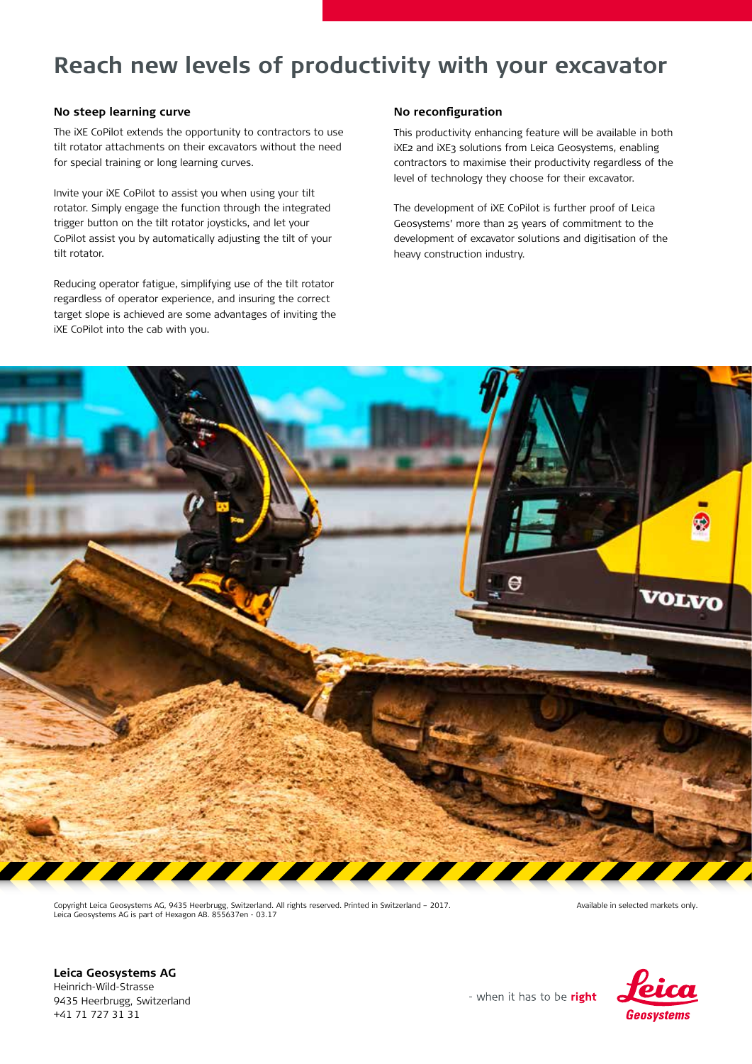# Reach new levels of productivity with your excavator

### No steep learning curve

The iXE CoPilot extends the opportunity to contractors to use tilt rotator attachments on their excavators without the need for special training or long learning curves.

Invite your iXE CoPilot to assist you when using your tilt rotator. Simply engage the function through the integrated trigger button on the tilt rotator joysticks, and let your CoPilot assist you by automatically adjusting the tilt of your tilt rotator.

Reducing operator fatigue, simplifying use of the tilt rotator regardless of operator experience, and insuring the correct target slope is achieved are some advantages of inviting the iXE CoPilot into the cab with you.

### No reconfiguration

This productivity enhancing feature will be available in both iXE2 and iXE3 solutions from Leica Geosystems, enabling contractors to maximise their productivity regardless of the level of technology they choose for their excavator.

The development of iXE CoPilot is further proof of Leica Geosystems' more than 25 years of commitment to the development of excavator solutions and digitisation of the heavy construction industry.

Copyright Leica Geosystems AG, 9435 Heerbrugg, Switzerland. All rights reserved. Printed in Switzerland – 2017.
Leica Geosystems AG is part of Hexagon AB. 855637en - 03.17

Available in selected markets only.

**Leica Geosystems AG**
Heinrich-Wild-Strasse
9435 Heerbrugg, Switzerland
+41 71 727 31 31

- when it has to be **right**

Leica Geosystems